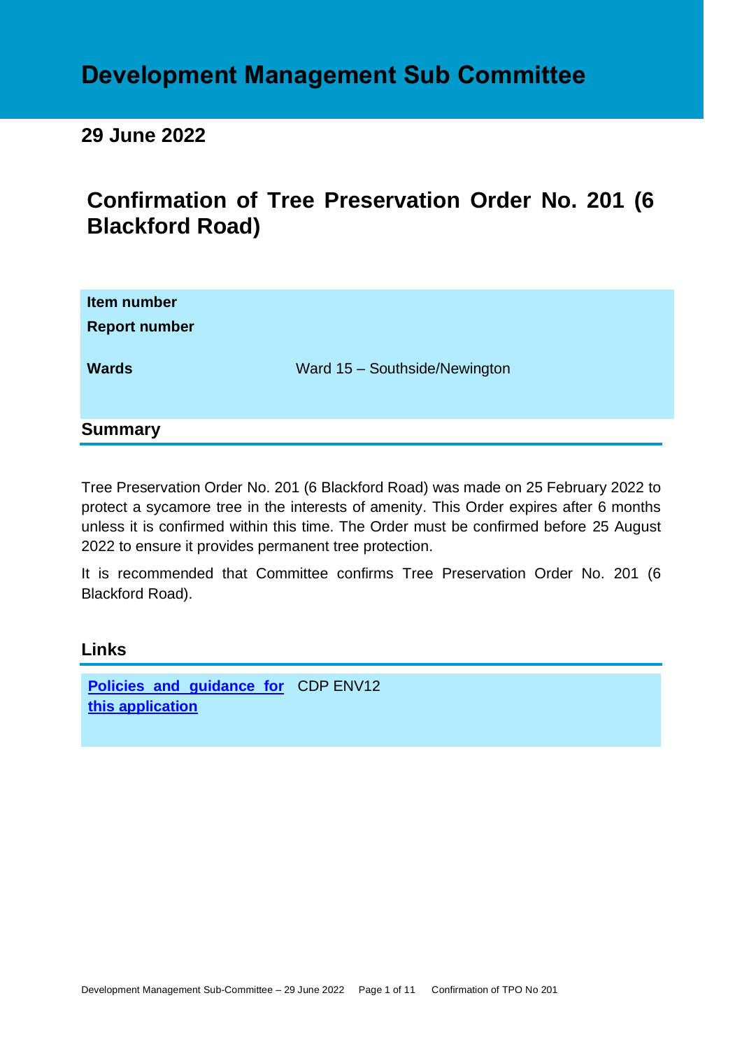# Development Management Sub Committee

## 29 June 2022

# Confirmation of Tree Preservation Order No. 201 (6 Blackford Road)

| | |
|---|---|
| **Item number** | |
| **Report number** | |
| **Wards** | Ward 15 – Southside/Newington |

## Summary

Tree Preservation Order No. 201 (6 Blackford Road) was made on 25 February 2022 to protect a sycamore tree in the interests of amenity. This Order expires after 6 months unless it is confirmed within this time. The Order must be confirmed before 25 August 2022 to ensure it provides permanent tree protection.

It is recommended that Committee confirms Tree Preservation Order No. 201 (6 Blackford Road).

## Links

| | |
|---|---|
| **Policies and guidance for this application** | CDP ENV12 |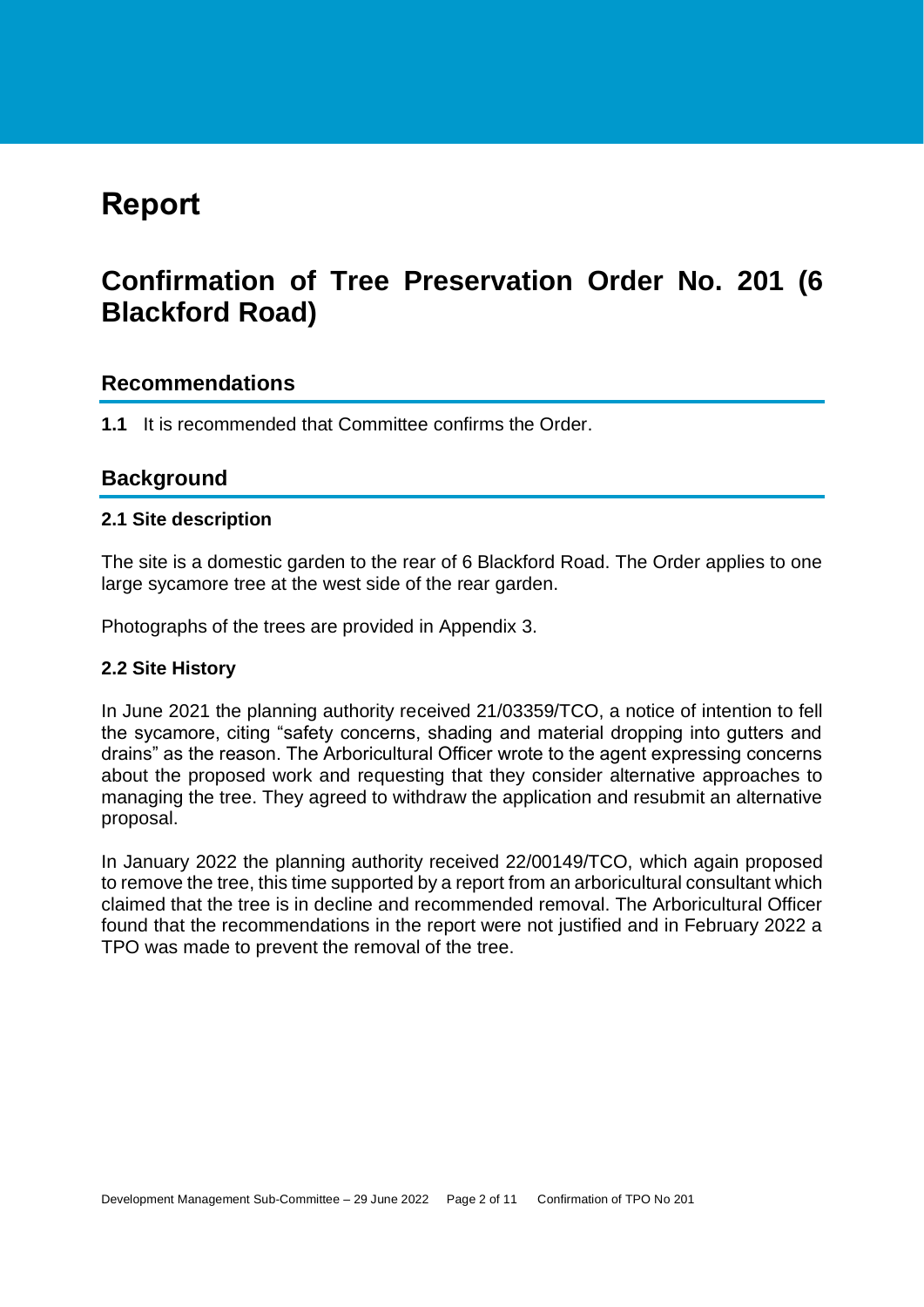# Report

# Confirmation of Tree Preservation Order No. 201 (6 Blackford Road)

## Recommendations

**1.1** It is recommended that Committee confirms the Order.

## Background

### 2.1 Site description

The site is a domestic garden to the rear of 6 Blackford Road. The Order applies to one large sycamore tree at the west side of the rear garden.

Photographs of the trees are provided in Appendix 3.

### 2.2 Site History

In June 2021 the planning authority received 21/03359/TCO, a notice of intention to fell the sycamore, citing "safety concerns, shading and material dropping into gutters and drains" as the reason. The Arboricultural Officer wrote to the agent expressing concerns about the proposed work and requesting that they consider alternative approaches to managing the tree. They agreed to withdraw the application and resubmit an alternative proposal.

In January 2022 the planning authority received 22/00149/TCO, which again proposed to remove the tree, this time supported by a report from an arboricultural consultant which claimed that the tree is in decline and recommended removal. The Arboricultural Officer found that the recommendations in the report were not justified and in February 2022 a TPO was made to prevent the removal of the tree.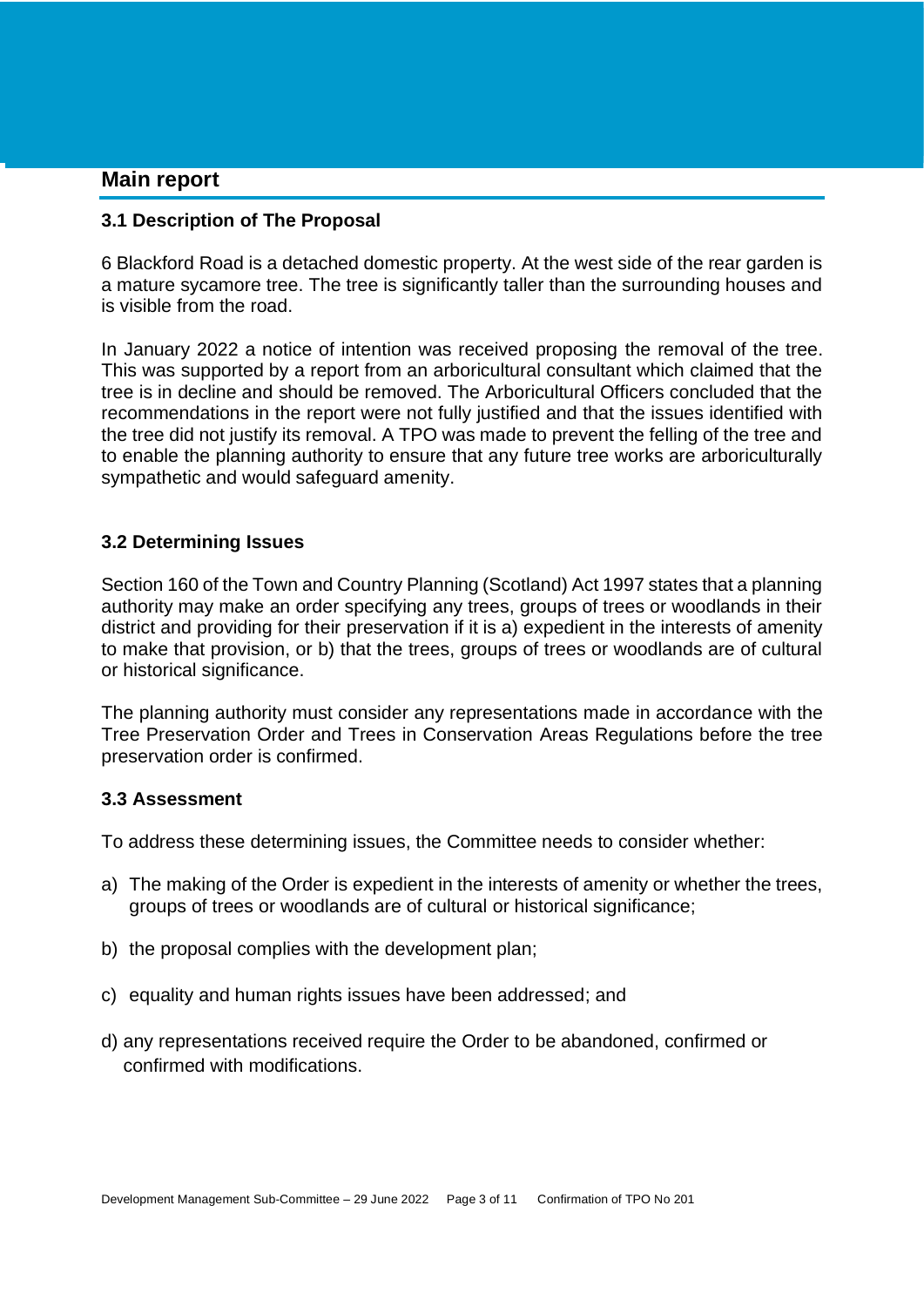## Main report

### 3.1 Description of The Proposal

6 Blackford Road is a detached domestic property. At the west side of the rear garden is a mature sycamore tree. The tree is significantly taller than the surrounding houses and is visible from the road.

In January 2022 a notice of intention was received proposing the removal of the tree. This was supported by a report from an arboricultural consultant which claimed that the tree is in decline and should be removed. The Arboricultural Officers concluded that the recommendations in the report were not fully justified and that the issues identified with the tree did not justify its removal. A TPO was made to prevent the felling of the tree and to enable the planning authority to ensure that any future tree works are arboriculturally sympathetic and would safeguard amenity.

### 3.2 Determining Issues

Section 160 of the Town and Country Planning (Scotland) Act 1997 states that a planning authority may make an order specifying any trees, groups of trees or woodlands in their district and providing for their preservation if it is a) expedient in the interests of amenity to make that provision, or b) that the trees, groups of trees or woodlands are of cultural or historical significance.

The planning authority must consider any representations made in accordance with the Tree Preservation Order and Trees in Conservation Areas Regulations before the tree preservation order is confirmed.

### 3.3 Assessment

To address these determining issues, the Committee needs to consider whether:

a) The making of the Order is expedient in the interests of amenity or whether the trees, groups of trees or woodlands are of cultural or historical significance;

b) the proposal complies with the development plan;

c) equality and human rights issues have been addressed; and

d) any representations received require the Order to be abandoned, confirmed or confirmed with modifications.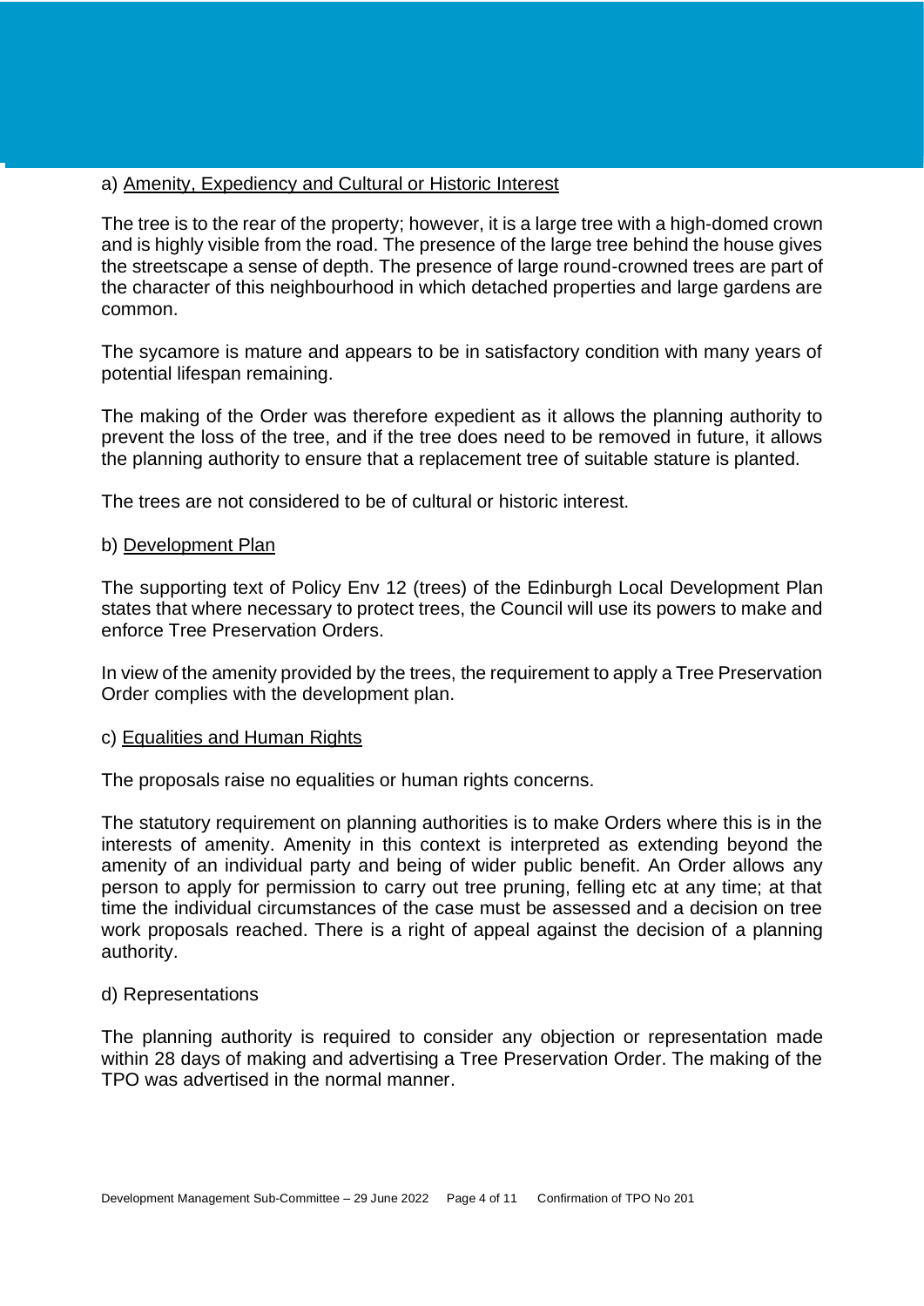a) Amenity, Expediency and Cultural or Historic Interest

The tree is to the rear of the property; however, it is a large tree with a high-domed crown and is highly visible from the road. The presence of the large tree behind the house gives the streetscape a sense of depth. The presence of large round-crowned trees are part of the character of this neighbourhood in which detached properties and large gardens are common.

The sycamore is mature and appears to be in satisfactory condition with many years of potential lifespan remaining.

The making of the Order was therefore expedient as it allows the planning authority to prevent the loss of the tree, and if the tree does need to be removed in future, it allows the planning authority to ensure that a replacement tree of suitable stature is planted.

The trees are not considered to be of cultural or historic interest.

b) Development Plan

The supporting text of Policy Env 12 (trees) of the Edinburgh Local Development Plan states that where necessary to protect trees, the Council will use its powers to make and enforce Tree Preservation Orders.

In view of the amenity provided by the trees, the requirement to apply a Tree Preservation Order complies with the development plan.

c) Equalities and Human Rights

The proposals raise no equalities or human rights concerns.

The statutory requirement on planning authorities is to make Orders where this is in the interests of amenity. Amenity in this context is interpreted as extending beyond the amenity of an individual party and being of wider public benefit. An Order allows any person to apply for permission to carry out tree pruning, felling etc at any time; at that time the individual circumstances of the case must be assessed and a decision on tree work proposals reached. There is a right of appeal against the decision of a planning authority.

d) Representations

The planning authority is required to consider any objection or representation made within 28 days of making and advertising a Tree Preservation Order. The making of the TPO was advertised in the normal manner.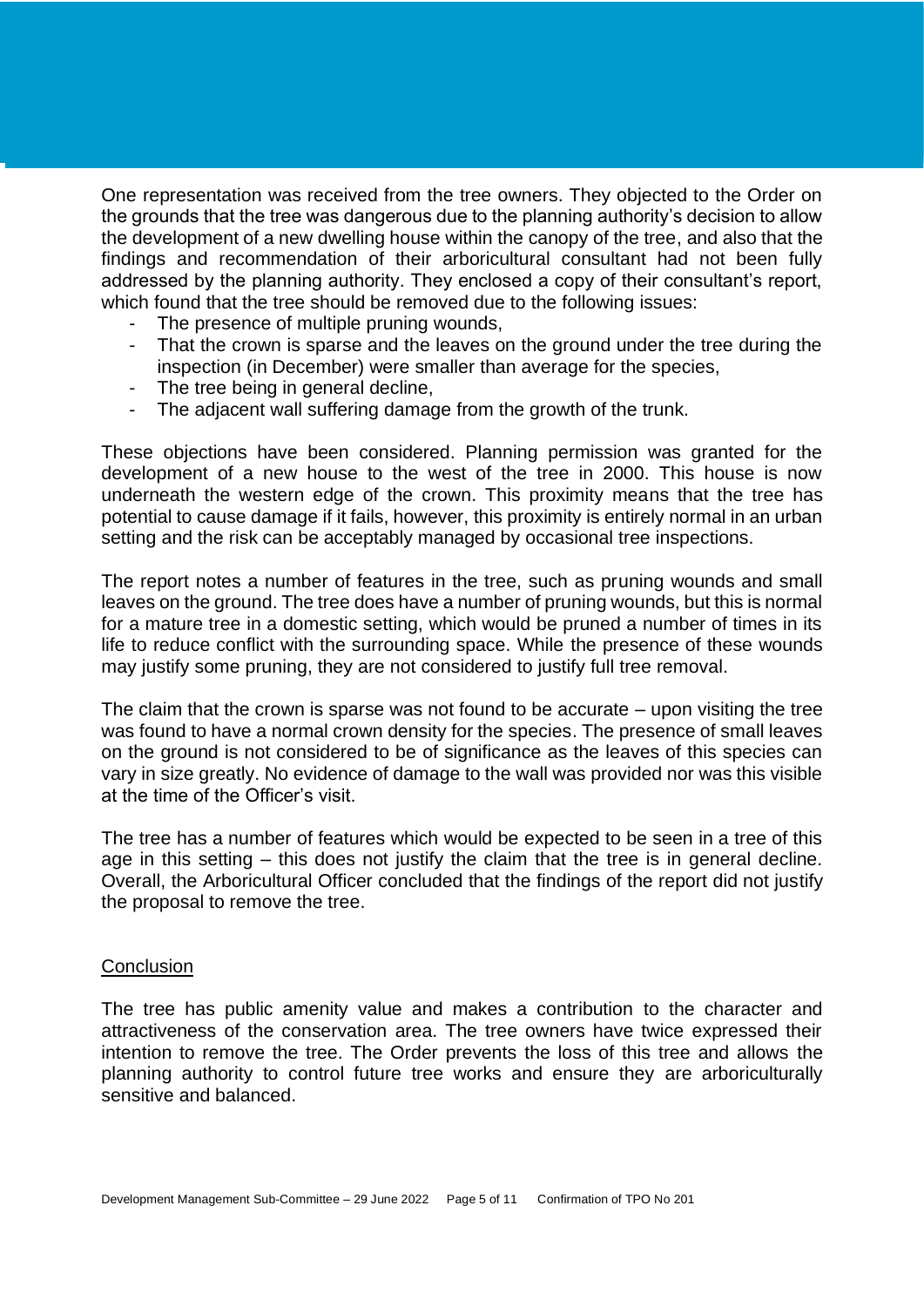One representation was received from the tree owners. They objected to the Order on the grounds that the tree was dangerous due to the planning authority's decision to allow the development of a new dwelling house within the canopy of the tree, and also that the findings and recommendation of their arboricultural consultant had not been fully addressed by the planning authority. They enclosed a copy of their consultant's report, which found that the tree should be removed due to the following issues:

- The presence of multiple pruning wounds,
- That the crown is sparse and the leaves on the ground under the tree during the inspection (in December) were smaller than average for the species,
- The tree being in general decline,
- The adjacent wall suffering damage from the growth of the trunk.

These objections have been considered. Planning permission was granted for the development of a new house to the west of the tree in 2000. This house is now underneath the western edge of the crown. This proximity means that the tree has potential to cause damage if it fails, however, this proximity is entirely normal in an urban setting and the risk can be acceptably managed by occasional tree inspections.

The report notes a number of features in the tree, such as pruning wounds and small leaves on the ground. The tree does have a number of pruning wounds, but this is normal for a mature tree in a domestic setting, which would be pruned a number of times in its life to reduce conflict with the surrounding space. While the presence of these wounds may justify some pruning, they are not considered to justify full tree removal.

The claim that the crown is sparse was not found to be accurate – upon visiting the tree was found to have a normal crown density for the species. The presence of small leaves on the ground is not considered to be of significance as the leaves of this species can vary in size greatly. No evidence of damage to the wall was provided nor was this visible at the time of the Officer's visit.

The tree has a number of features which would be expected to be seen in a tree of this age in this setting – this does not justify the claim that the tree is in general decline. Overall, the Arboricultural Officer concluded that the findings of the report did not justify the proposal to remove the tree.

## Conclusion

The tree has public amenity value and makes a contribution to the character and attractiveness of the conservation area. The tree owners have twice expressed their intention to remove the tree. The Order prevents the loss of this tree and allows the planning authority to control future tree works and ensure they are arboriculturally sensitive and balanced.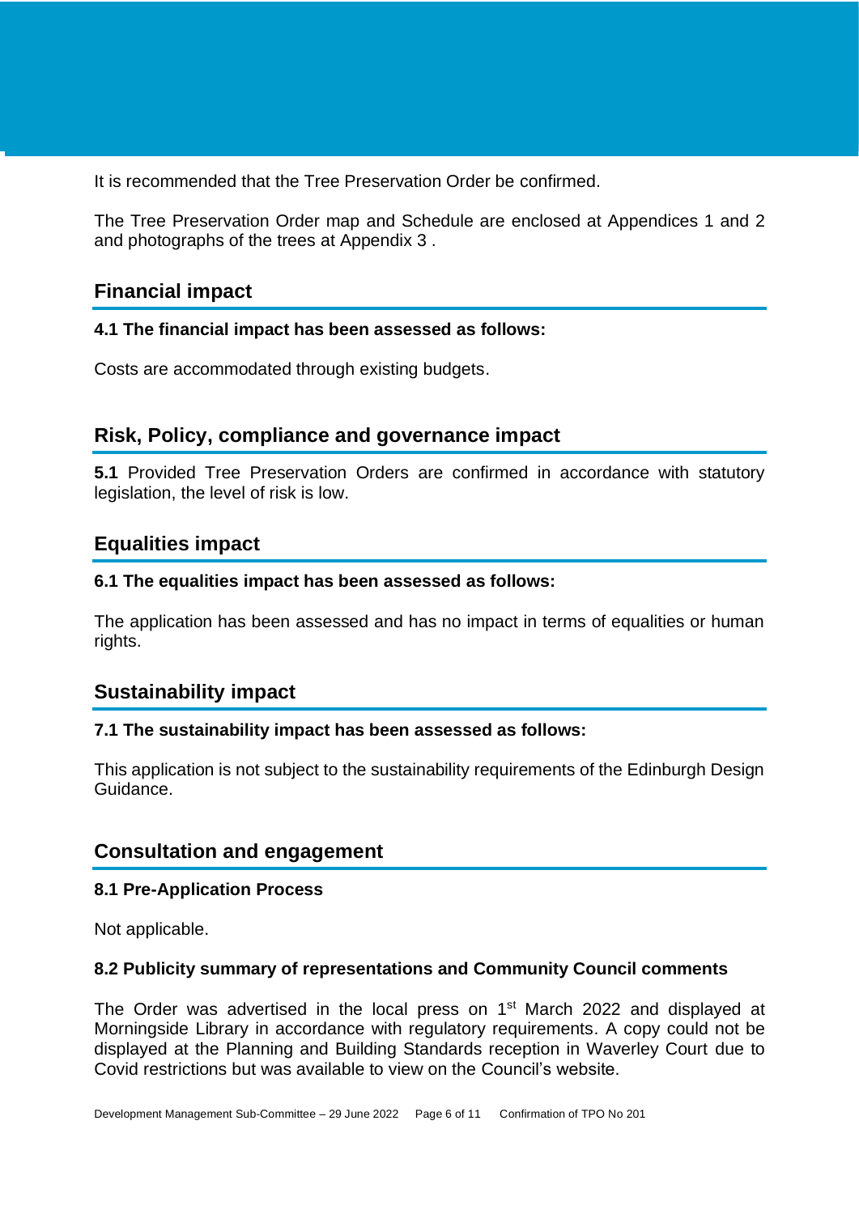It is recommended that the Tree Preservation Order be confirmed.

The Tree Preservation Order map and Schedule are enclosed at Appendices 1 and 2 and photographs of the trees at Appendix 3 .

## Financial impact

**4.1 The financial impact has been assessed as follows:**

Costs are accommodated through existing budgets.

## Risk, Policy, compliance and governance impact

**5.1** Provided Tree Preservation Orders are confirmed in accordance with statutory legislation, the level of risk is low.

## Equalities impact

**6.1 The equalities impact has been assessed as follows:**

The application has been assessed and has no impact in terms of equalities or human rights.

## Sustainability impact

**7.1 The sustainability impact has been assessed as follows:**

This application is not subject to the sustainability requirements of the Edinburgh Design Guidance.

## Consultation and engagement

**8.1 Pre-Application Process**

Not applicable.

**8.2 Publicity summary of representations and Community Council comments**

The Order was advertised in the local press on 1st March 2022 and displayed at Morningside Library in accordance with regulatory requirements. A copy could not be displayed at the Planning and Building Standards reception in Waverley Court due to Covid restrictions but was available to view on the Council's website.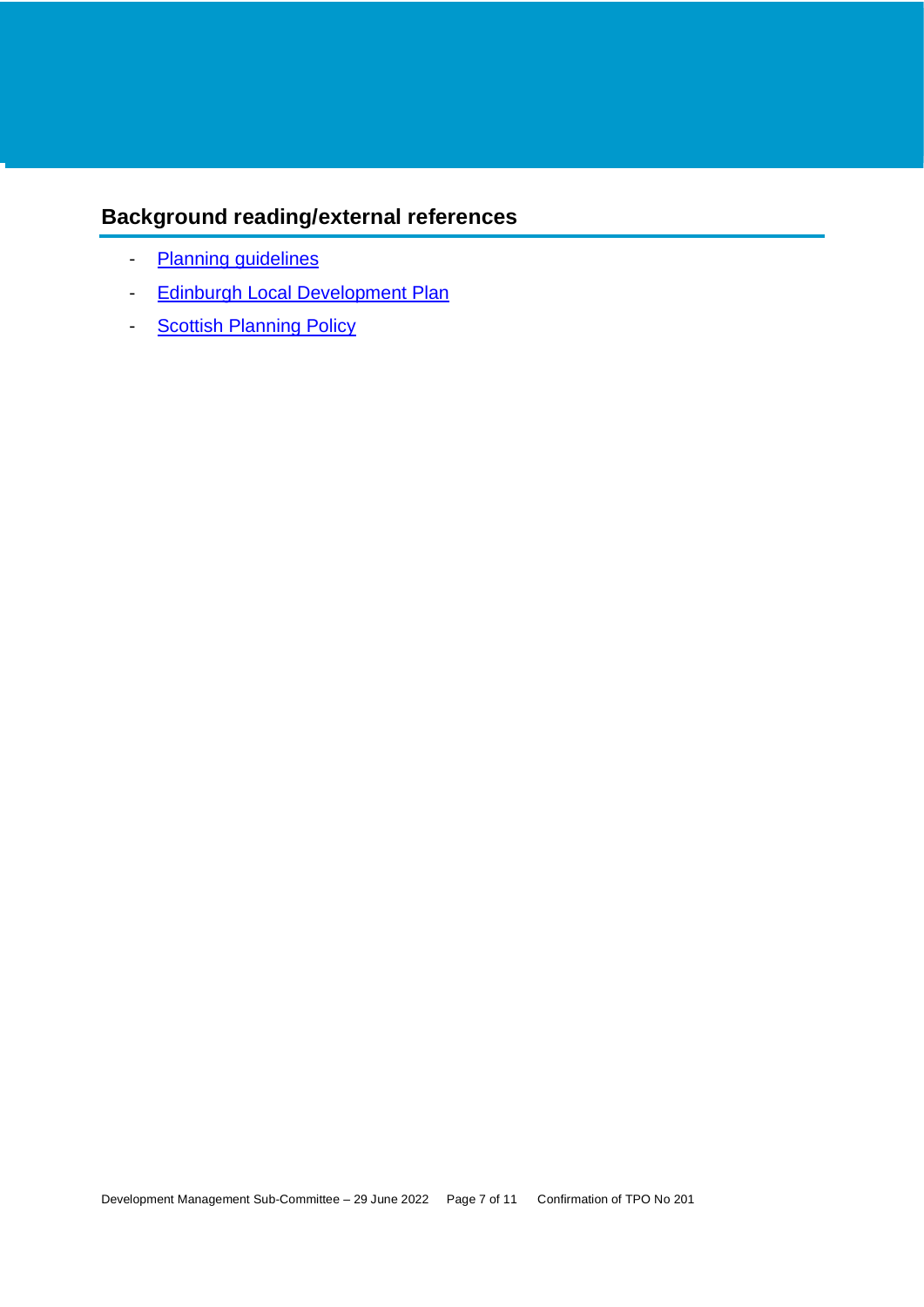## Background reading/external references

- Planning guidelines
- Edinburgh Local Development Plan
- Scottish Planning Policy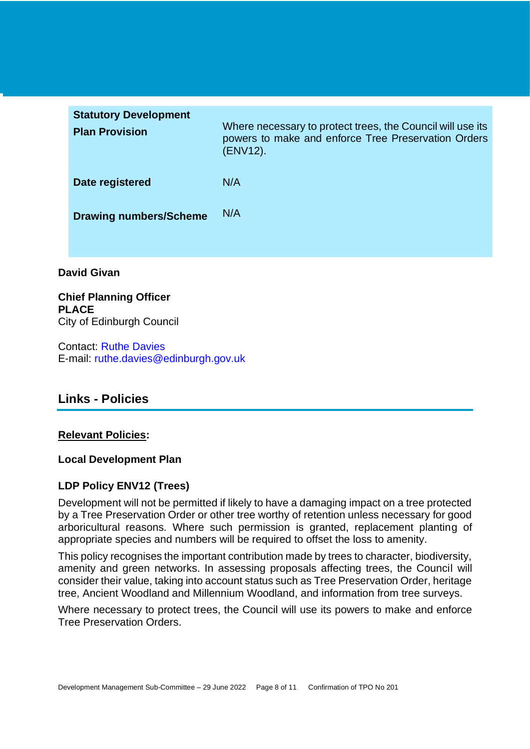| | |
|---|---|
| **Statutory Development Plan Provision** | Where necessary to protect trees, the Council will use its powers to make and enforce Tree Preservation Orders (ENV12). |
| **Date registered** | N/A |
| **Drawing numbers/Scheme** | N/A |

**David Givan**

**Chief Planning Officer**
**PLACE**
City of Edinburgh Council

Contact: Ruthe Davies
E-mail: ruthe.davies@edinburgh.gov.uk

## Links - Policies

**Relevant Policies:**

**Local Development Plan**

**LDP Policy ENV12 (Trees)**

Development will not be permitted if likely to have a damaging impact on a tree protected by a Tree Preservation Order or other tree worthy of retention unless necessary for good arboricultural reasons. Where such permission is granted, replacement planting of appropriate species and numbers will be required to offset the loss to amenity.

This policy recognises the important contribution made by trees to character, biodiversity, amenity and green networks. In assessing proposals affecting trees, the Council will consider their value, taking into account status such as Tree Preservation Order, heritage tree, Ancient Woodland and Millennium Woodland, and information from tree surveys.

Where necessary to protect trees, the Council will use its powers to make and enforce Tree Preservation Orders.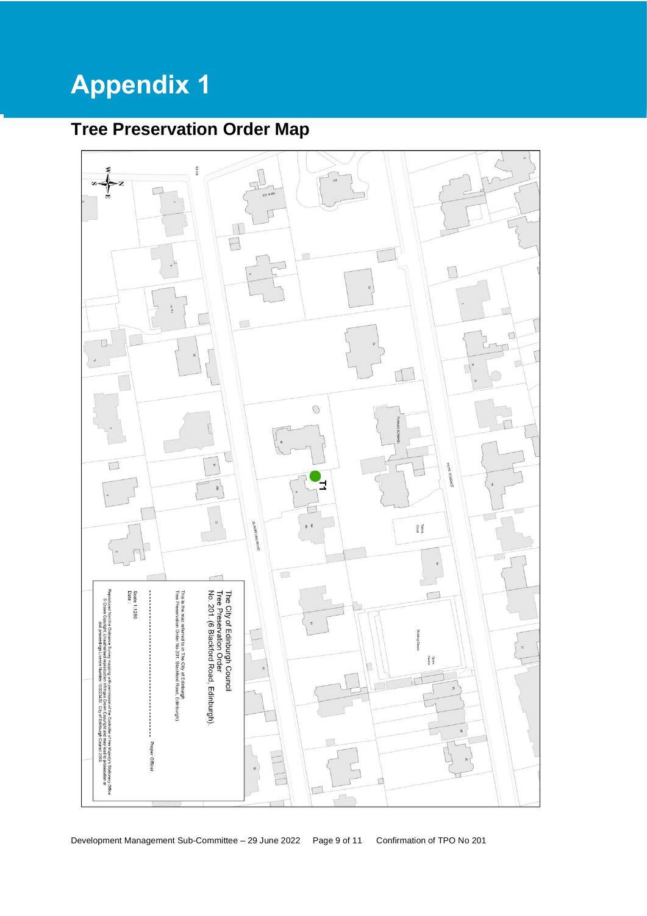# Appendix 1

## Tree Preservation Order Map

T1

BLACKFORD ROAD

HOPE TERRACE

The City of Edinburgh Council
Tree Preservation Order
No. 201. (6 Blackford Road, Edinburgh).

This is the map referred to in The City of Edinburgh Tree Preservation Order No 201. Blackford Road, Edinburgh)

Proper Officer

Scale 1:1250
Date: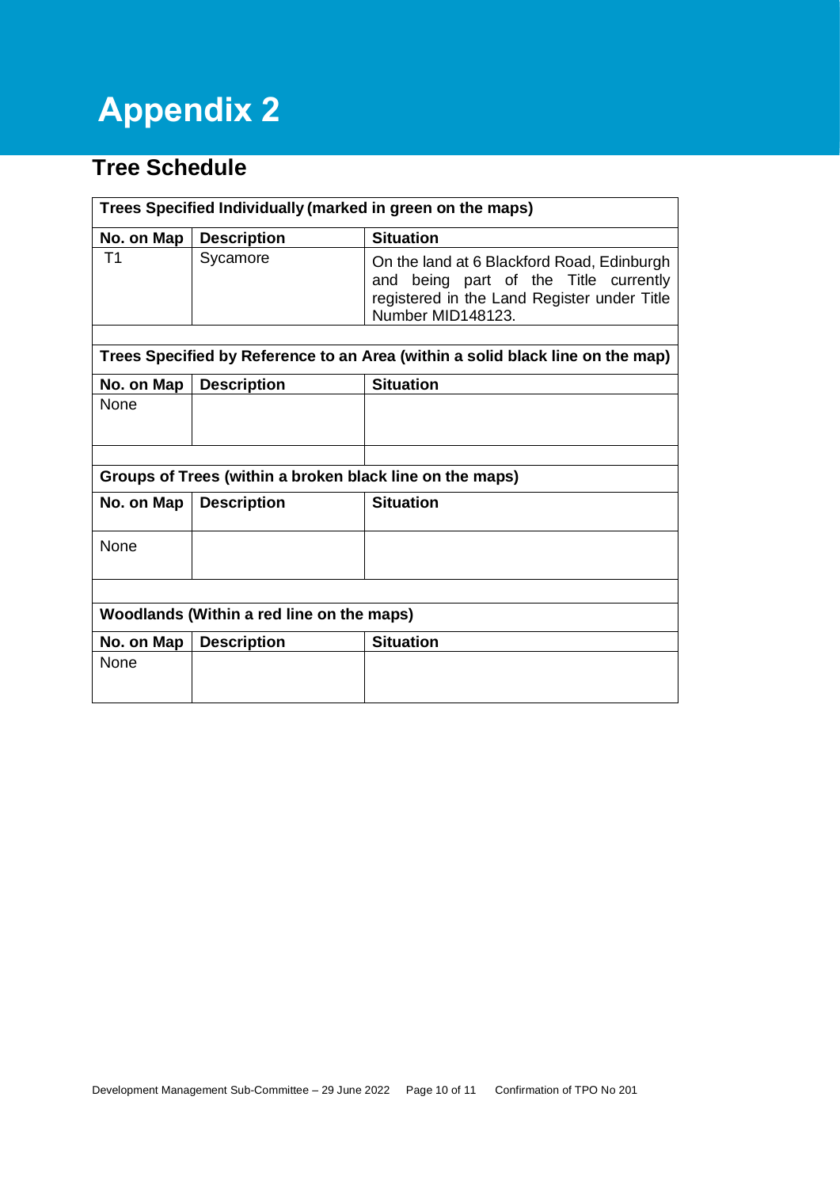# Appendix 2

## Tree Schedule

| Trees Specified Individually (marked in green on the maps) | | |
|---|---|---|
| **No. on Map** | **Description** | **Situation** |
| T1 | Sycamore | On the land at 6 Blackford Road, Edinburgh and being part of the Title currently registered in the Land Register under Title Number MID148123. |

| Trees Specified by Reference to an Area (within a solid black line on the map) | | |
|---|---|---|
| **No. on Map** | **Description** | **Situation** |
| None | | |

| Groups of Trees (within a broken black line on the maps) | | |
|---|---|---|
| **No. on Map** | **Description** | **Situation** |
| None | | |

| Woodlands (Within a red line on the maps) | | |
|---|---|---|
| **No. on Map** | **Description** | **Situation** |
| None | | |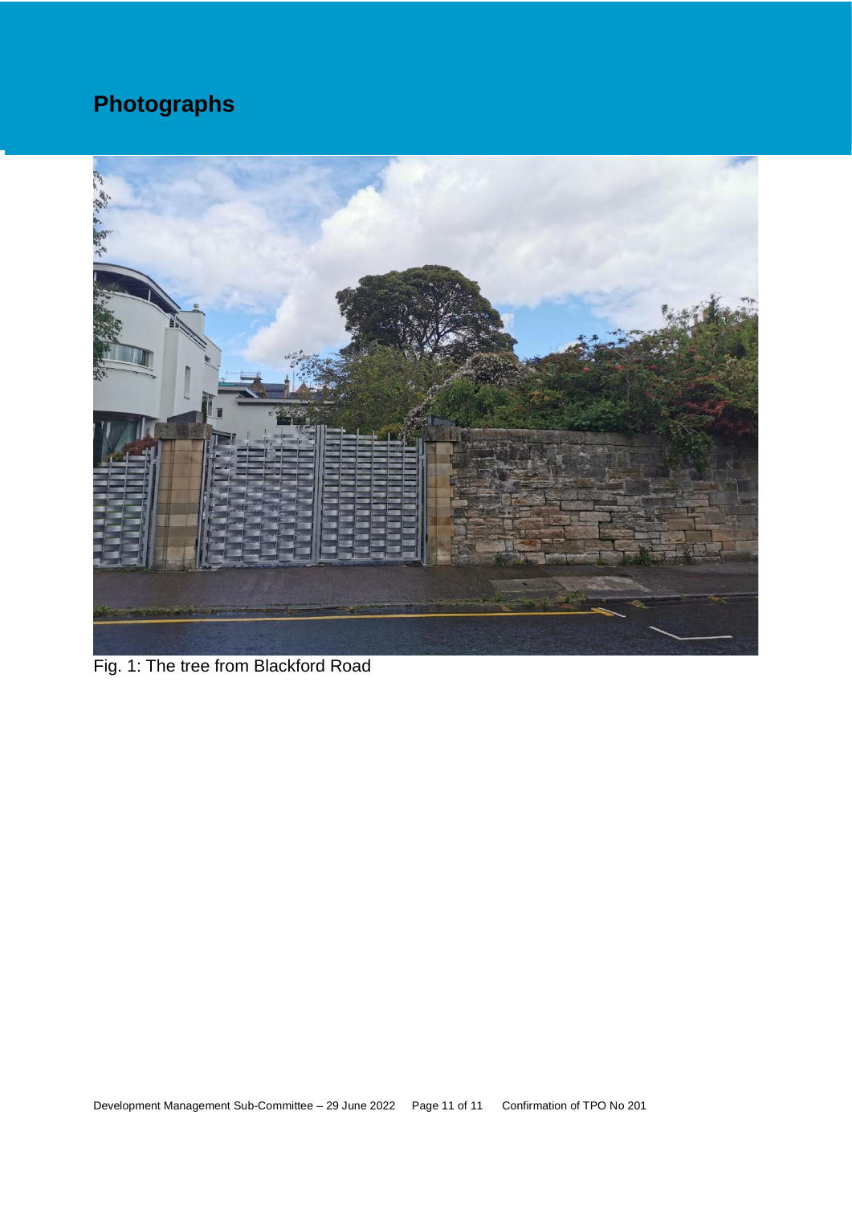# Photographs

Fig. 1: The tree from Blackford Road